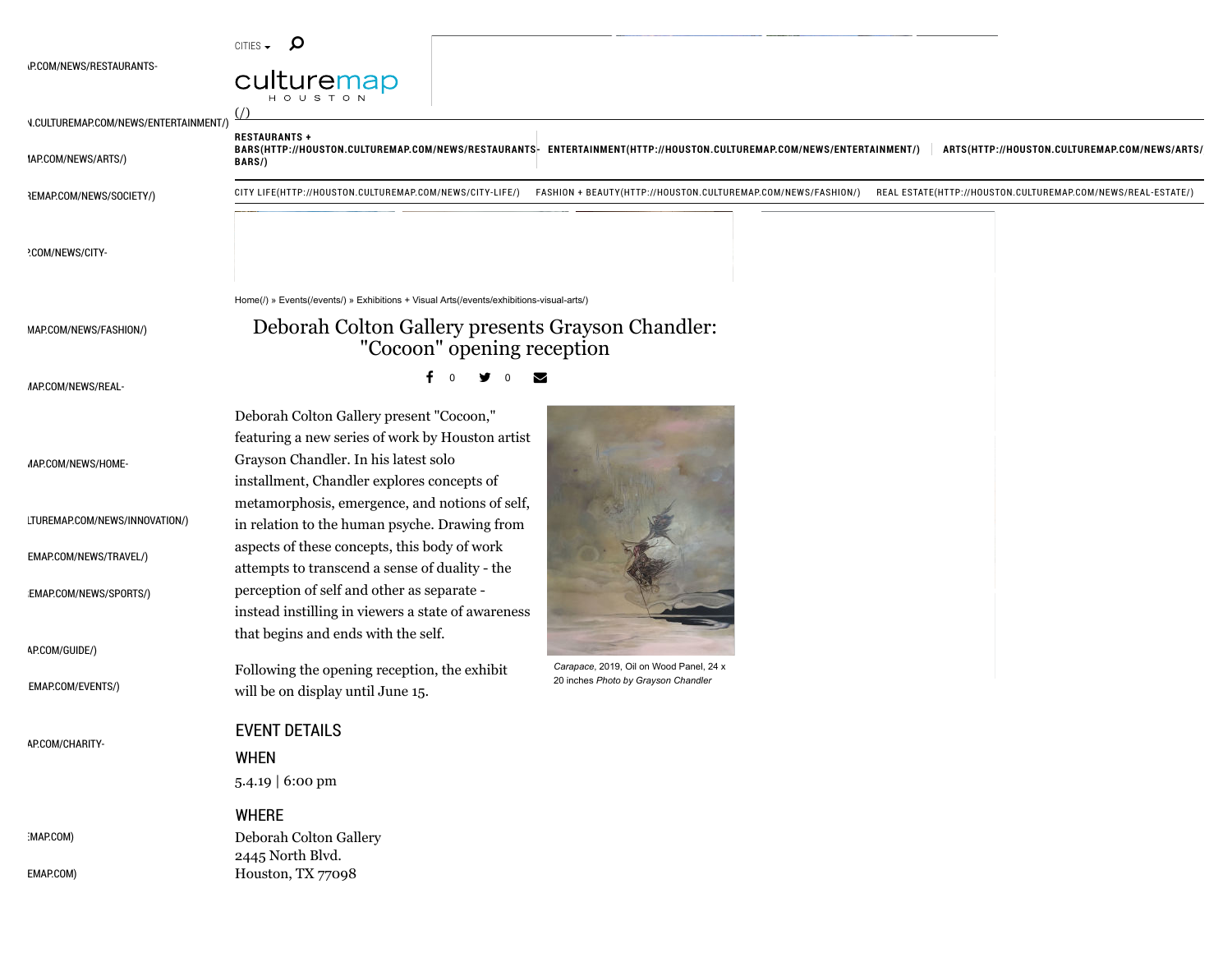Home(/) » Events(/events/) » Exhibitions + Visual Arts(/events/exhibitions-visual-arts/)

# Deborah Colton Gallery presents Grayson Chandler: "Cocoon" opening reception

Deborah Colton Gallery present "Cocoon," featuring a new series of work by Houston artist Grayson Chandler. In his latest solo installment, Chandler explores concepts of metamorphosis, emergence, and notions of self, in relation to the human psyche. Drawing from aspects of these concepts, this body of work attempts to transcend a sense of duality - the perception of self and other as separate - instead instilling in viewers a state of awareness that begins and ends with the self.

*Carapace*, 2019, Oil on Wood Panel, 24 x 20 inches *Photo by Grayson Chandler*

Following the opening reception, the exhibit will be on display until June 15.

## EVENT DETAILS

### WHEN

5.4.19 | 6:00 pm

### WHERE

Deborah Colton Gallery
2445 North Blvd.
Houston, TX 77098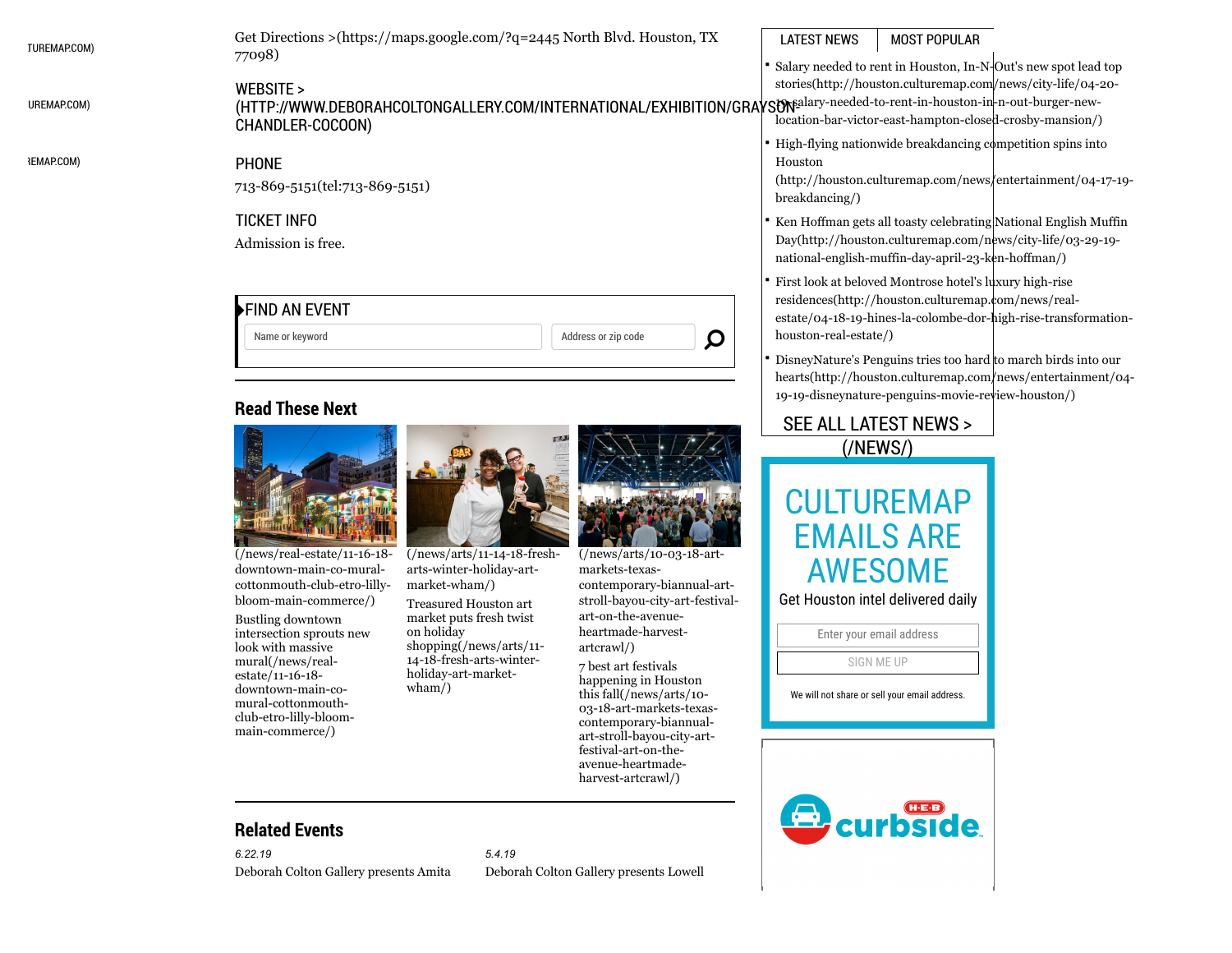TUREMAP.COM)

UREMAP.COM)

EMAP.COM)

Get Directions >(https://maps.google.com/?q=2445 North Blvd. Houston, TX 77098)

WEBSITE > (HTTP://WWW.DEBORAHCOLTONGALLERY.COM/INTERNATIONAL/EXHIBITION/GRAYSON-CHANDLER-COCOON)

PHONE

713-869-5151(tel:713-869-5151)

TICKET INFO

Admission is free.

FIND AN EVENT

Name or keyword

Address or zip code

## Read These Next

(/news/real-estate/11-16-18-downtown-main-co-mural-cottonmouth-club-etro-lilly-bloom-main-commerce/)

Bustling downtown intersection sprouts new look with massive mural(/news/real-estate/11-16-18-downtown-main-co-mural-cottonmouth-club-etro-lilly-bloom-main-commerce/)

(/news/arts/11-14-18-fresh-arts-winter-holiday-art-market-wham/)

Treasured Houston art market puts fresh twist on holiday shopping(/news/arts/11-14-18-fresh-arts-winter-holiday-art-market-wham/)

(/news/arts/10-03-18-art-markets-texas-contemporary-biannual-art-stroll-bayou-city-art-festival-art-on-the-avenue-heartmade-harvest-artcrawl/)

7 best art festivals happening in Houston this fall(/news/arts/10-03-18-art-markets-texas-contemporary-biannual-art-stroll-bayou-city-art-festival-art-on-the-avenue-heartmade-harvest-artcrawl/)

## Related Events

*6.22.19*

Deborah Colton Gallery presents Amita

*5.4.19*

Deborah Colton Gallery presents Lowell

LATEST NEWS | MOST POPULAR

- Salary needed to rent in Houston, In-N-Out's new spot lead top stories(http://houston.culturemap.com/news/city-life/04-20-19-salary-needed-to-rent-in-houston-in-n-out-burger-new-location-bar-victor-east-hampton-closed-crosby-mansion/)
- High-flying nationwide breakdancing competition spins into Houston (http://houston.culturemap.com/news/entertainment/04-17-19-breakdancing/)
- Ken Hoffman gets all toasty celebrating National English Muffin Day(http://houston.culturemap.com/news/city-life/03-29-19-national-english-muffin-day-april-23-ken-hoffman/)
- First look at beloved Montrose hotel's luxury high-rise residences(http://houston.culturemap.com/news/real-estate/04-18-19-hines-la-colombe-dor-high-rise-transformation-houston-real-estate/)
- DisneyNature's Penguins tries too hard to march birds into our hearts(http://houston.culturemap.com/news/entertainment/04-19-19-disneynature-penguins-movie-review-houston/)

SEE ALL LATEST NEWS > (/NEWS/)

CULTUREMAP EMAILS ARE AWESOME

Get Houston intel delivered daily

Enter your email address

SIGN ME UP

We will not share or sell your email address.

H-E-B curbside